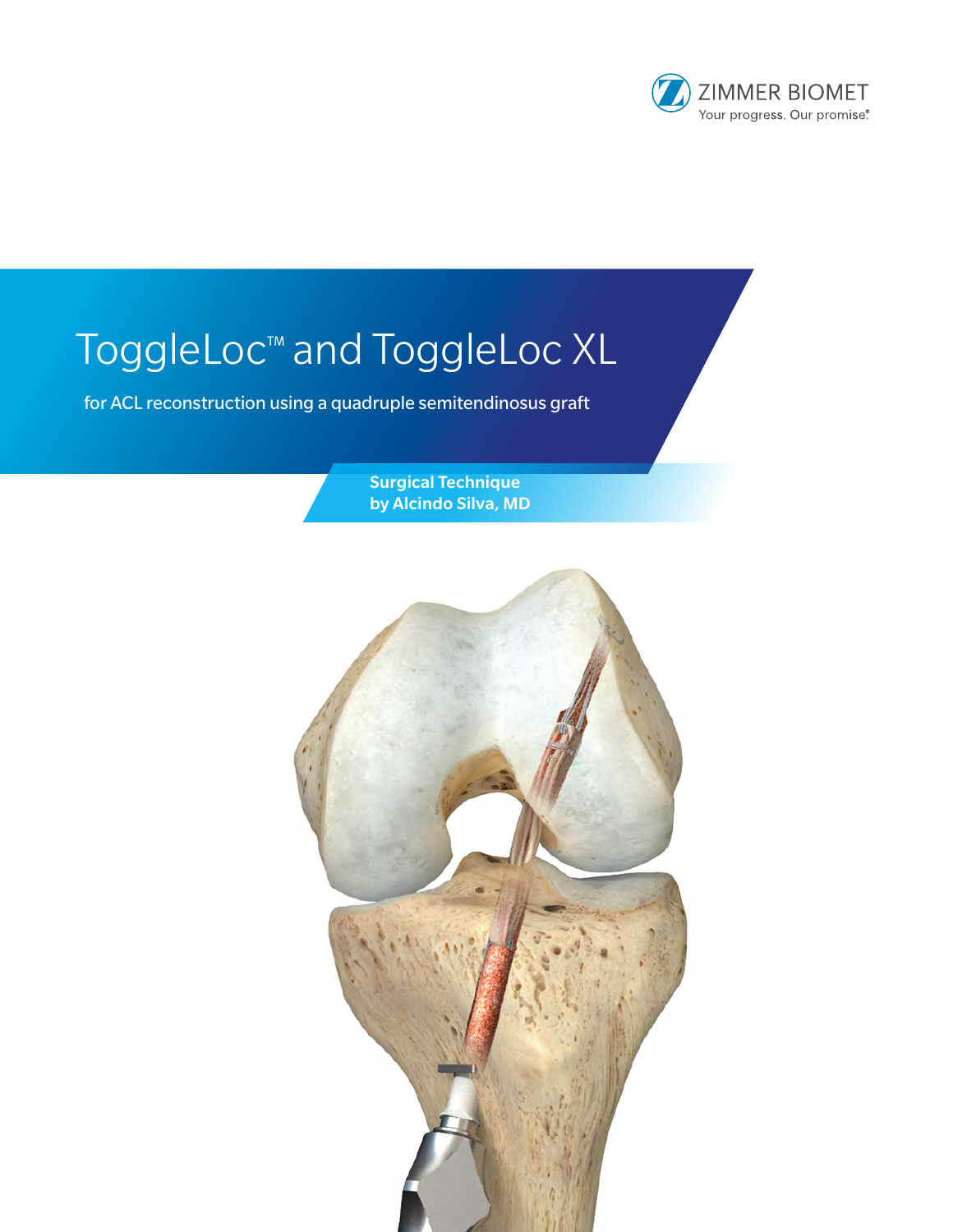ZIMMER BIOMET
Your progress. Our promise.®

# ToggleLoc™ and ToggleLoc XL

for ACL reconstruction using a quadruple semitendinosus graft

**Surgical Technique**
**by Alcindo Silva, MD**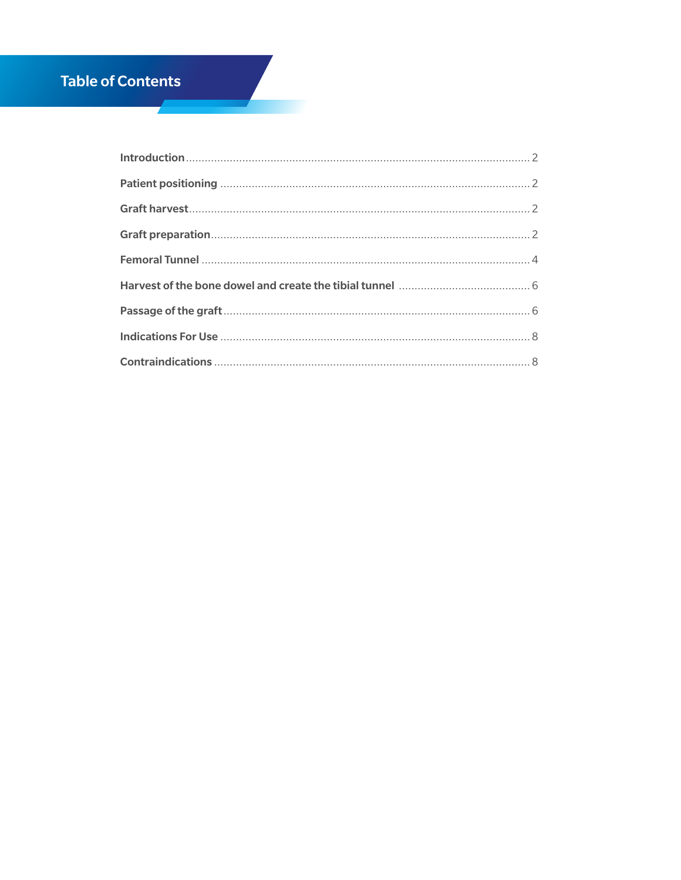# Table of Contents

| Section | Page |
| --- | --- |
| **Introduction** | 2 |
| **Patient positioning** | 2 |
| **Graft harvest** | 2 |
| **Graft preparation** | 2 |
| **Femoral Tunnel** | 4 |
| **Harvest of the bone dowel and create the tibial tunnel** | 6 |
| **Passage of the graft** | 6 |
| **Indications For Use** | 8 |
| **Contraindications** | 8 |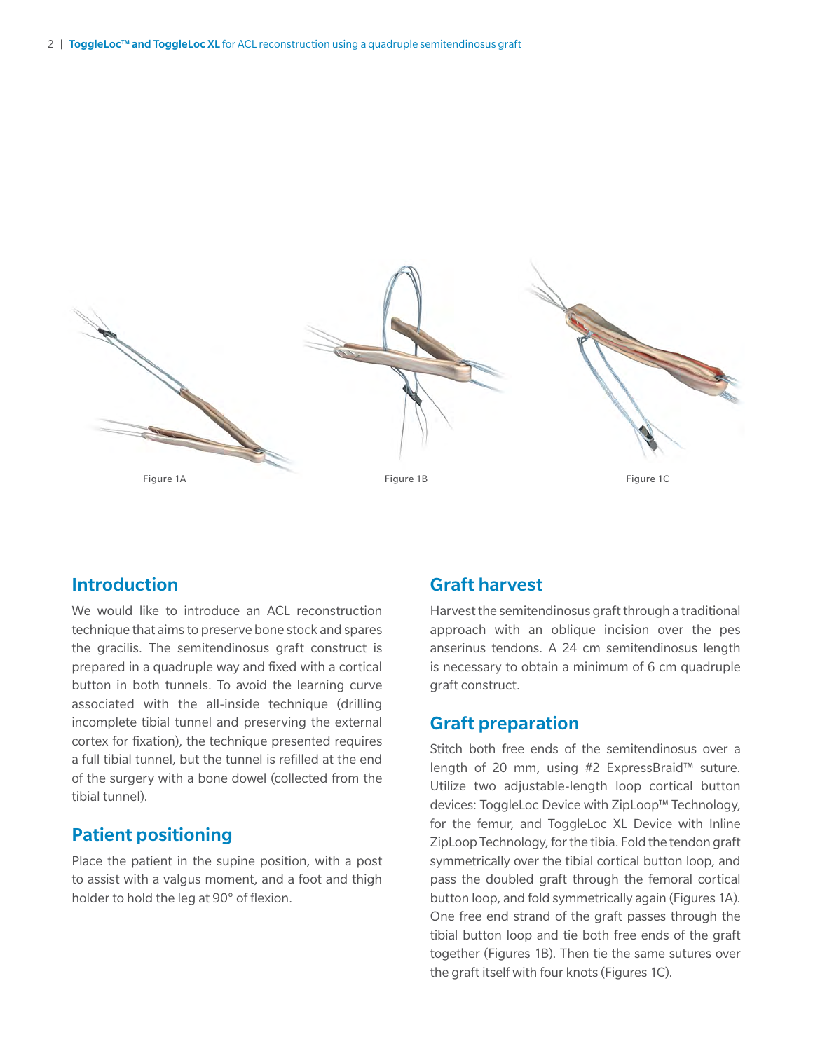Figure 1A

Figure 1B

Figure 1C

## Introduction

We would like to introduce an ACL reconstruction technique that aims to preserve bone stock and spares the gracilis. The semitendinosus graft construct is prepared in a quadruple way and fixed with a cortical button in both tunnels. To avoid the learning curve associated with the all-inside technique (drilling incomplete tibial tunnel and preserving the external cortex for fixation), the technique presented requires a full tibial tunnel, but the tunnel is refilled at the end of the surgery with a bone dowel (collected from the tibial tunnel).

## Patient positioning

Place the patient in the supine position, with a post to assist with a valgus moment, and a foot and thigh holder to hold the leg at 90° of flexion.

## Graft harvest

Harvest the semitendinosus graft through a traditional approach with an oblique incision over the pes anserinus tendons. A 24 cm semitendinosus length is necessary to obtain a minimum of 6 cm quadruple graft construct.

## Graft preparation

Stitch both free ends of the semitendinosus over a length of 20 mm, using #2 ExpressBraid™ suture. Utilize two adjustable-length loop cortical button devices: ToggleLoc Device with ZipLoop™ Technology, for the femur, and ToggleLoc XL Device with Inline ZipLoop Technology, for the tibia. Fold the tendon graft symmetrically over the tibial cortical button loop, and pass the doubled graft through the femoral cortical button loop, and fold symmetrically again (Figures 1A). One free end strand of the graft passes through the tibial button loop and tie both free ends of the graft together (Figures 1B). Then tie the same sutures over the graft itself with four knots (Figures 1C).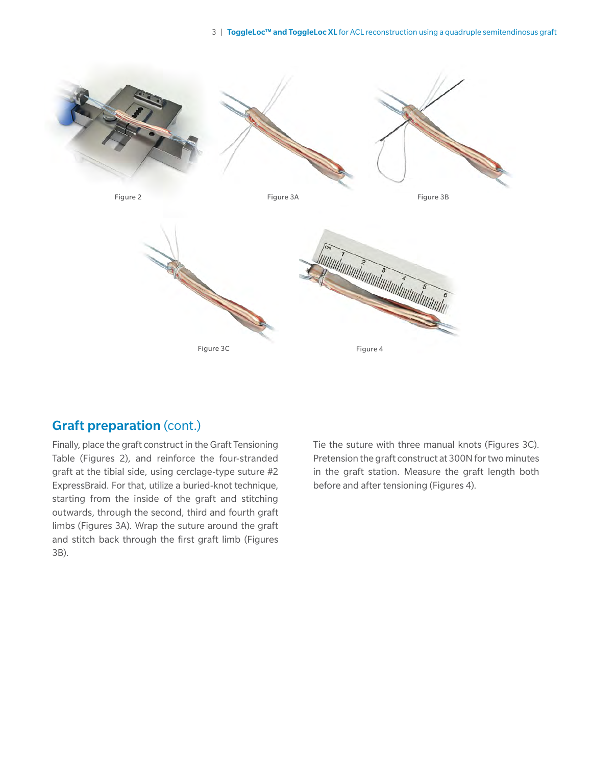Figure 2

Figure 3A

Figure 3B

Figure 3C

Figure 4

## Graft preparation (cont.)

Finally, place the graft construct in the Graft Tensioning Table (Figures 2), and reinforce the four-stranded graft at the tibial side, using cerclage-type suture #2 ExpressBraid. For that, utilize a buried-knot technique, starting from the inside of the graft and stitching outwards, through the second, third and fourth graft limbs (Figures 3A). Wrap the suture around the graft and stitch back through the first graft limb (Figures 3B).

Tie the suture with three manual knots (Figures 3C). Pretension the graft construct at 300N for two minutes in the graft station. Measure the graft length both before and after tensioning (Figures 4).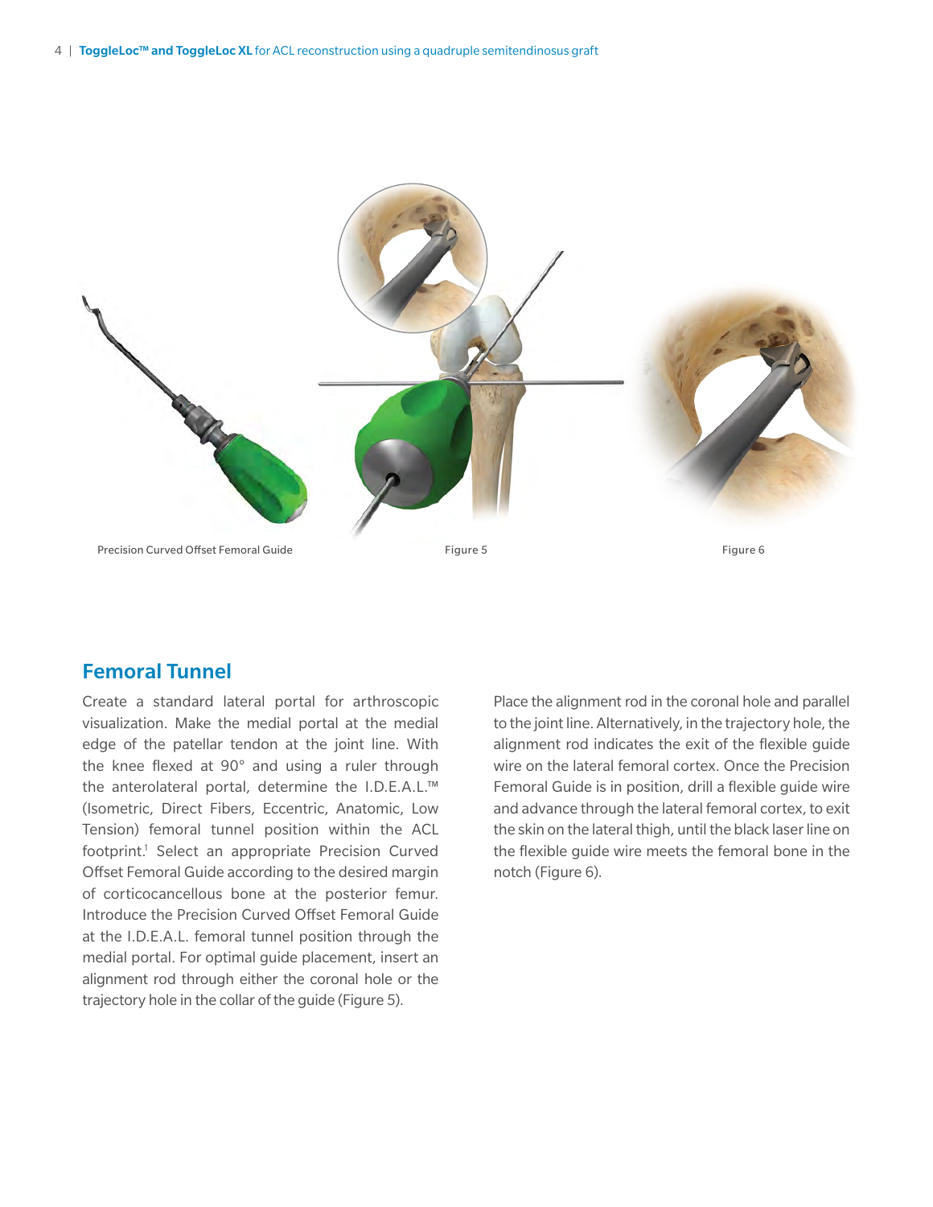Precision Curved Offset Femoral Guide

Figure 5

Figure 6

## Femoral Tunnel

Create a standard lateral portal for arthroscopic visualization. Make the medial portal at the medial edge of the patellar tendon at the joint line. With the knee flexed at 90° and using a ruler through the anterolateral portal, determine the I.D.E.A.L.™ (Isometric, Direct Fibers, Eccentric, Anatomic, Low Tension) femoral tunnel position within the ACL footprint.[1] Select an appropriate Precision Curved Offset Femoral Guide according to the desired margin of corticocancellous bone at the posterior femur. Introduce the Precision Curved Offset Femoral Guide at the I.D.E.A.L. femoral tunnel position through the medial portal. For optimal guide placement, insert an alignment rod through either the coronal hole or the trajectory hole in the collar of the guide (Figure 5).

Place the alignment rod in the coronal hole and parallel to the joint line. Alternatively, in the trajectory hole, the alignment rod indicates the exit of the flexible guide wire on the lateral femoral cortex. Once the Precision Femoral Guide is in position, drill a flexible guide wire and advance through the lateral femoral cortex, to exit the skin on the lateral thigh, until the black laser line on the flexible guide wire meets the femoral bone in the notch (Figure 6).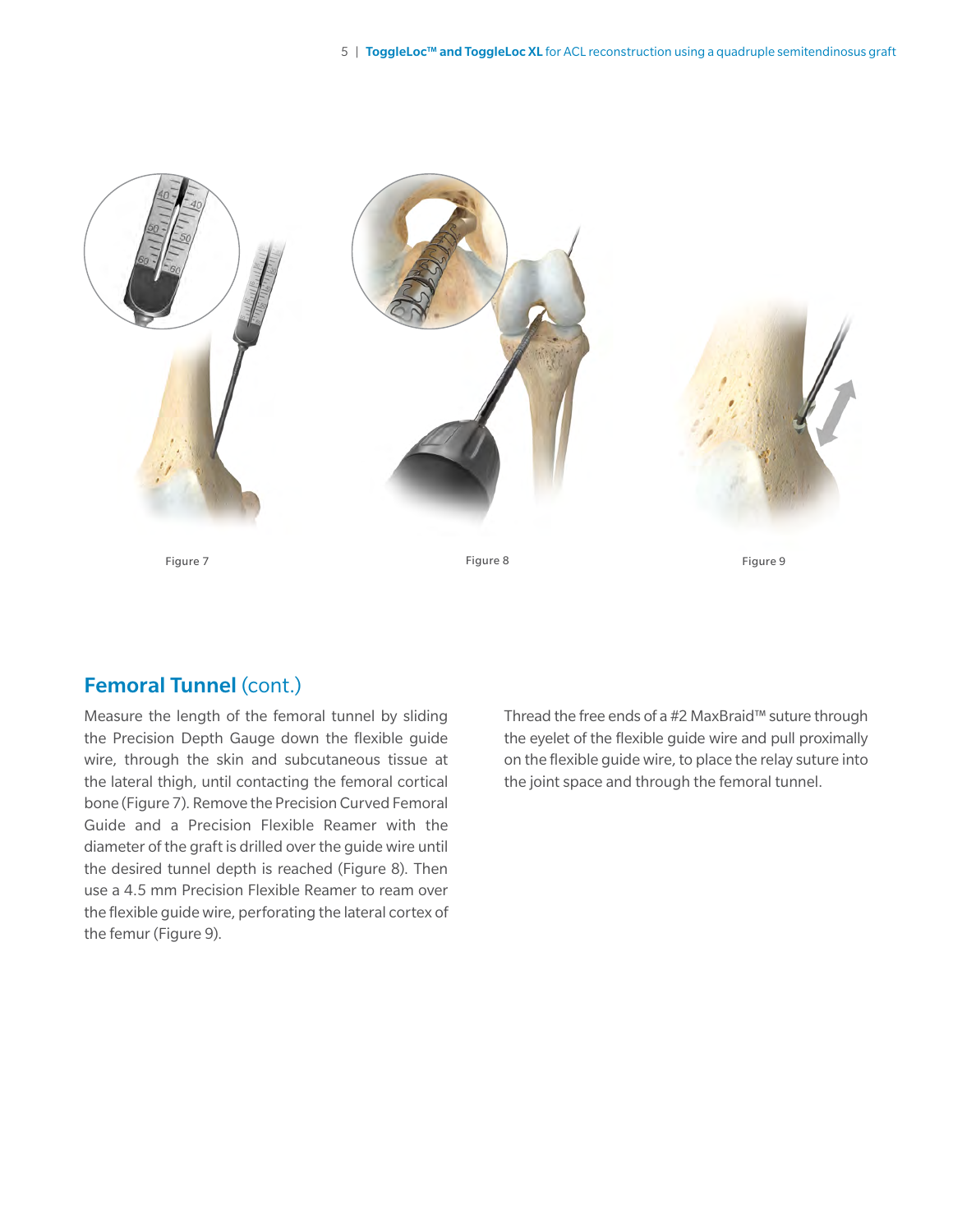Figure 7

Figure 8

Figure 9

## Femoral Tunnel (cont.)

Measure the length of the femoral tunnel by sliding the Precision Depth Gauge down the flexible guide wire, through the skin and subcutaneous tissue at the lateral thigh, until contacting the femoral cortical bone (Figure 7). Remove the Precision Curved Femoral Guide and a Precision Flexible Reamer with the diameter of the graft is drilled over the guide wire until the desired tunnel depth is reached (Figure 8). Then use a 4.5 mm Precision Flexible Reamer to ream over the flexible guide wire, perforating the lateral cortex of the femur (Figure 9).

Thread the free ends of a #2 MaxBraid™ suture through the eyelet of the flexible guide wire and pull proximally on the flexible guide wire, to place the relay suture into the joint space and through the femoral tunnel.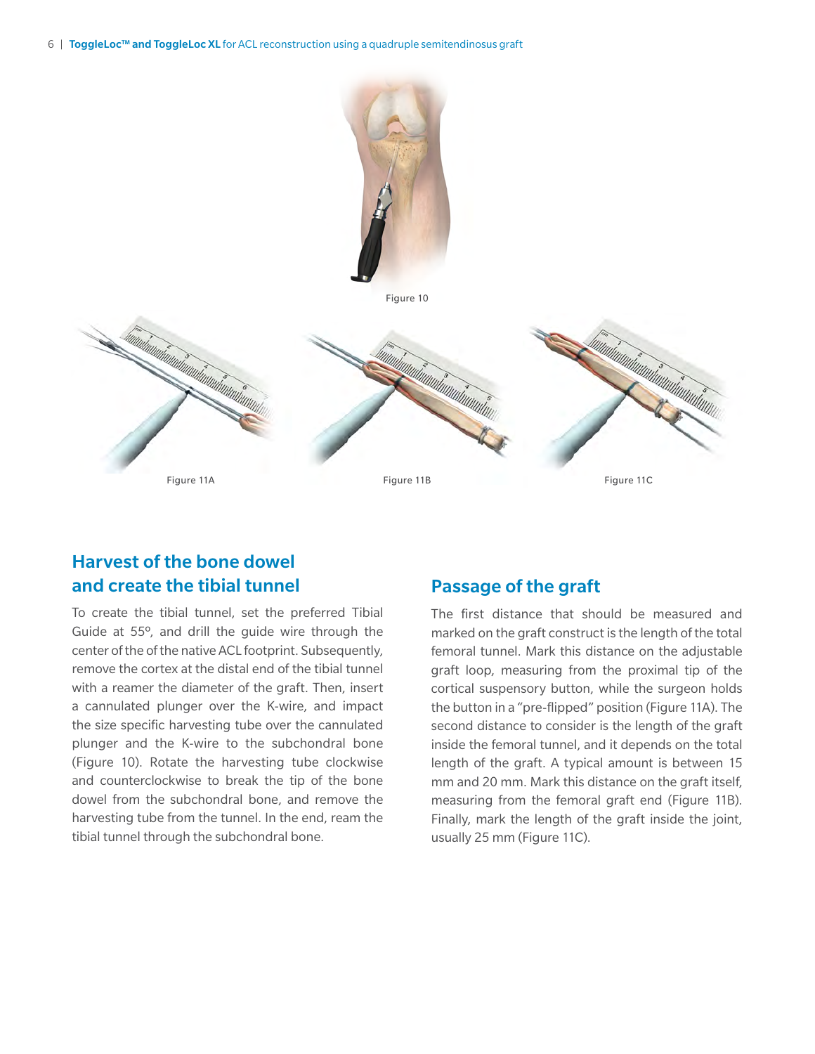Figure 10

Figure 11A

Figure 11B

Figure 11C

## Harvest of the bone dowel and create the tibial tunnel

To create the tibial tunnel, set the preferred Tibial Guide at 55º, and drill the guide wire through the center of the of the native ACL footprint. Subsequently, remove the cortex at the distal end of the tibial tunnel with a reamer the diameter of the graft. Then, insert a cannulated plunger over the K-wire, and impact the size specific harvesting tube over the cannulated plunger and the K-wire to the subchondral bone (Figure 10). Rotate the harvesting tube clockwise and counterclockwise to break the tip of the bone dowel from the subchondral bone, and remove the harvesting tube from the tunnel. In the end, ream the tibial tunnel through the subchondral bone.

## Passage of the graft

The first distance that should be measured and marked on the graft construct is the length of the total femoral tunnel. Mark this distance on the adjustable graft loop, measuring from the proximal tip of the cortical suspensory button, while the surgeon holds the button in a "pre-flipped" position (Figure 11A). The second distance to consider is the length of the graft inside the femoral tunnel, and it depends on the total length of the graft. A typical amount is between 15 mm and 20 mm. Mark this distance on the graft itself, measuring from the femoral graft end (Figure 11B). Finally, mark the length of the graft inside the joint, usually 25 mm (Figure 11C).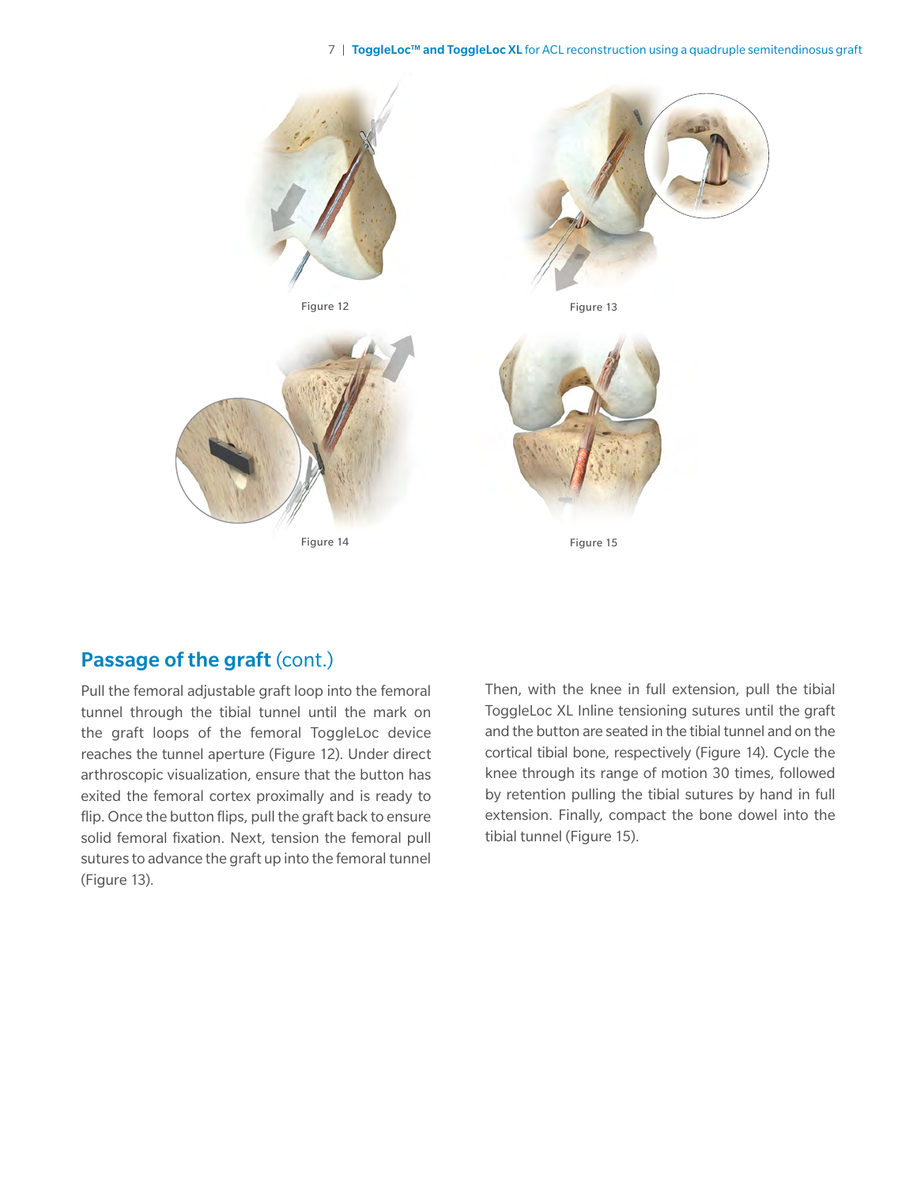Figure 12

Figure 13

Figure 14

Figure 15

## Passage of the graft (cont.)

Pull the femoral adjustable graft loop into the femoral tunnel through the tibial tunnel until the mark on the graft loops of the femoral ToggleLoc device reaches the tunnel aperture (Figure 12). Under direct arthroscopic visualization, ensure that the button has exited the femoral cortex proximally and is ready to flip. Once the button flips, pull the graft back to ensure solid femoral fixation. Next, tension the femoral pull sutures to advance the graft up into the femoral tunnel (Figure 13).

Then, with the knee in full extension, pull the tibial ToggleLoc XL Inline tensioning sutures until the graft and the button are seated in the tibial tunnel and on the cortical tibial bone, respectively (Figure 14). Cycle the knee through its range of motion 30 times, followed by retention pulling the tibial sutures by hand in full extension. Finally, compact the bone dowel into the tibial tunnel (Figure 15).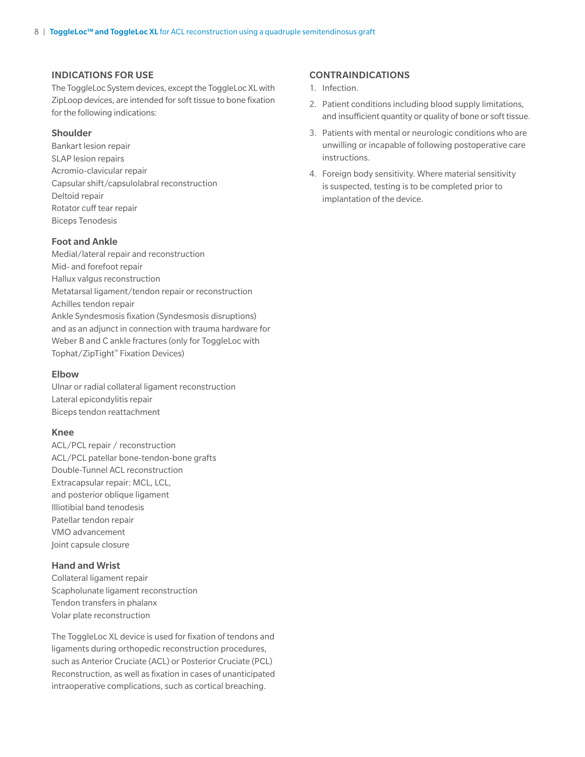## INDICATIONS FOR USE

The ToggleLoc System devices, except the ToggleLoc XL with ZipLoop devices, are intended for soft tissue to bone fixation for the following indications:

### Shoulder

Bankart lesion repair
SLAP lesion repairs
Acromio-clavicular repair
Capsular shift/capsulolabral reconstruction
Deltoid repair
Rotator cuff tear repair
Biceps Tenodesis

### Foot and Ankle

Medial/lateral repair and reconstruction
Mid- and forefoot repair
Hallux valgus reconstruction
Metatarsal ligament/tendon repair or reconstruction
Achilles tendon repair
Ankle Syndesmosis fixation (Syndesmosis disruptions) and as an adjunct in connection with trauma hardware for Weber B and C ankle fractures (only for ToggleLoc with Tophat/ZipTight™ Fixation Devices)

### Elbow

Ulnar or radial collateral ligament reconstruction
Lateral epicondylitis repair
Biceps tendon reattachment

### Knee

ACL/PCL repair / reconstruction
ACL/PCL patellar bone-tendon-bone grafts
Double-Tunnel ACL reconstruction
Extracapsular repair: MCL, LCL, and posterior oblique ligament
Illiotibial band tenodesis
Patellar tendon repair
VMO advancement
Joint capsule closure

### Hand and Wrist

Collateral ligament repair
Scapholunate ligament reconstruction
Tendon transfers in phalanx
Volar plate reconstruction

The ToggleLoc XL device is used for fixation of tendons and ligaments during orthopedic reconstruction procedures, such as Anterior Cruciate (ACL) or Posterior Cruciate (PCL) Reconstruction, as well as fixation in cases of unanticipated intraoperative complications, such as cortical breaching.

## CONTRAINDICATIONS

1. Infection.
2. Patient conditions including blood supply limitations, and insufficient quantity or quality of bone or soft tissue.
3. Patients with mental or neurologic conditions who are unwilling or incapable of following postoperative care instructions.
4. Foreign body sensitivity. Where material sensitivity is suspected, testing is to be completed prior to implantation of the device.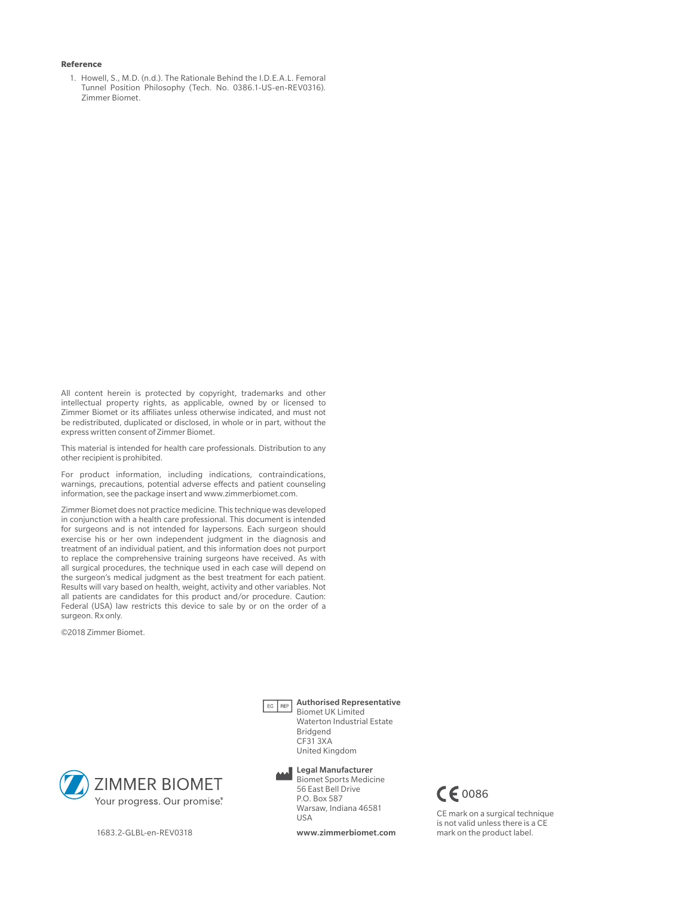**Reference**

1. Howell, S., M.D. (n.d.). The Rationale Behind the I.D.E.A.L. Femoral Tunnel Position Philosophy (Tech. No. 0386.1-US-en-REV0316). Zimmer Biomet.

All content herein is protected by copyright, trademarks and other intellectual property rights, as applicable, owned by or licensed to Zimmer Biomet or its affiliates unless otherwise indicated, and must not be redistributed, duplicated or disclosed, in whole or in part, without the express written consent of Zimmer Biomet.

This material is intended for health care professionals. Distribution to any other recipient is prohibited.

For product information, including indications, contraindications, warnings, precautions, potential adverse effects and patient counseling information, see the package insert and www.zimmerbiomet.com.

Zimmer Biomet does not practice medicine. This technique was developed in conjunction with a health care professional. This document is intended for surgeons and is not intended for laypersons. Each surgeon should exercise his or her own independent judgment in the diagnosis and treatment of an individual patient, and this information does not purport to replace the comprehensive training surgeons have received. As with all surgical procedures, the technique used in each case will depend on the surgeon's medical judgment as the best treatment for each patient. Results will vary based on health, weight, activity and other variables. Not all patients are candidates for this product and/or procedure. Caution: Federal (USA) law restricts this device to sale by or on the order of a surgeon. Rx only.

©2018 Zimmer Biomet.

EC REP **Authorised Representative**
Biomet UK Limited
Waterton Industrial Estate
Bridgend
CF31 3XA
United Kingdom

ZIMMER BIOMET
Your progress. Our promise.®

**Legal Manufacturer**
Biomet Sports Medicine
56 East Bell Drive
P.O. Box 587
Warsaw, Indiana 46581
USA

**www.zimmerbiomet.com**

CE 0086

CE mark on a surgical technique is not valid unless there is a CE mark on the product label.

1683.2-GLBL-en-REV0318